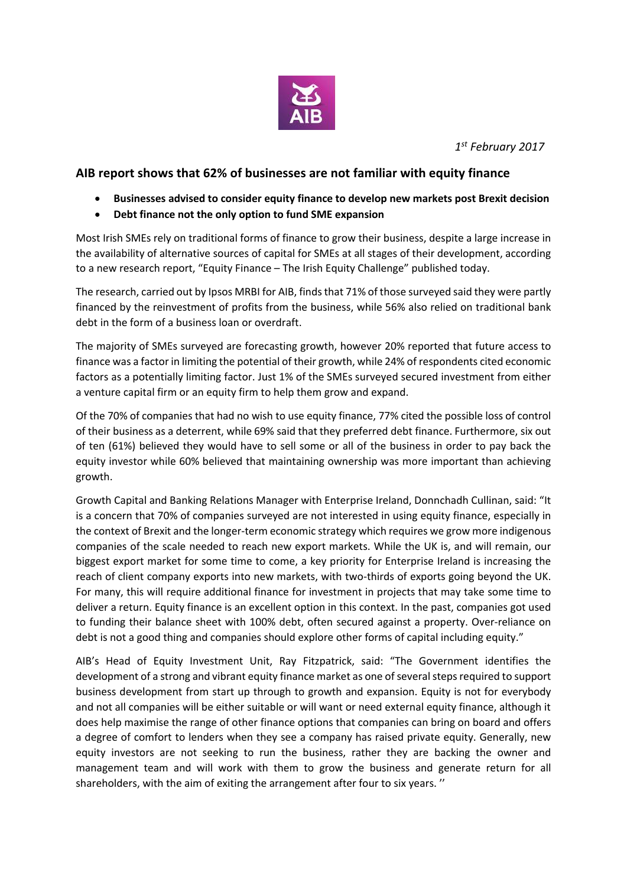*1st February 2017*

## AIB report shows that 62% of businesses are not familiar with equity finance

- **Businesses advised to consider equity finance to develop new markets post Brexit decision**
- **Debt finance not the only option to fund SME expansion**

Most Irish SMEs rely on traditional forms of finance to grow their business, despite a large increase in the availability of alternative sources of capital for SMEs at all stages of their development, according to a new research report, "Equity Finance – The Irish Equity Challenge" published today.

The research, carried out by Ipsos MRBI for AIB, finds that 71% of those surveyed said they were partly financed by the reinvestment of profits from the business, while 56% also relied on traditional bank debt in the form of a business loan or overdraft.

The majority of SMEs surveyed are forecasting growth, however 20% reported that future access to finance was a factor in limiting the potential of their growth, while 24% of respondents cited economic factors as a potentially limiting factor. Just 1% of the SMEs surveyed secured investment from either a venture capital firm or an equity firm to help them grow and expand.

Of the 70% of companies that had no wish to use equity finance, 77% cited the possible loss of control of their business as a deterrent, while 69% said that they preferred debt finance. Furthermore, six out of ten (61%) believed they would have to sell some or all of the business in order to pay back the equity investor while 60% believed that maintaining ownership was more important than achieving growth.

Growth Capital and Banking Relations Manager with Enterprise Ireland, Donnchadh Cullinan, said: "It is a concern that 70% of companies surveyed are not interested in using equity finance, especially in the context of Brexit and the longer-term economic strategy which requires we grow more indigenous companies of the scale needed to reach new export markets. While the UK is, and will remain, our biggest export market for some time to come, a key priority for Enterprise Ireland is increasing the reach of client company exports into new markets, with two-thirds of exports going beyond the UK. For many, this will require additional finance for investment in projects that may take some time to deliver a return. Equity finance is an excellent option in this context. In the past, companies got used to funding their balance sheet with 100% debt, often secured against a property. Over-reliance on debt is not a good thing and companies should explore other forms of capital including equity."

AIB's Head of Equity Investment Unit, Ray Fitzpatrick, said: "The Government identifies the development of a strong and vibrant equity finance market as one of several steps required to support business development from start up through to growth and expansion. Equity is not for everybody and not all companies will be either suitable or will want or need external equity finance, although it does help maximise the range of other finance options that companies can bring on board and offers a degree of comfort to lenders when they see a company has raised private equity. Generally, new equity investors are not seeking to run the business, rather they are backing the owner and management team and will work with them to grow the business and generate return for all shareholders, with the aim of exiting the arrangement after four to six years. ''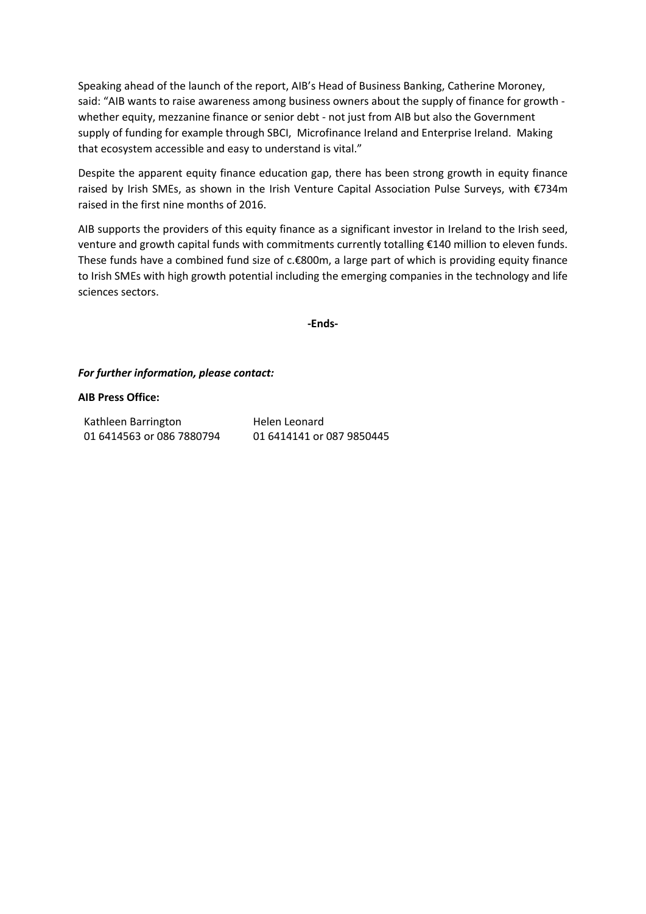Speaking ahead of the launch of the report, AIB's Head of Business Banking, Catherine Moroney, said: "AIB wants to raise awareness among business owners about the supply of finance for growth - whether equity, mezzanine finance or senior debt - not just from AIB but also the Government supply of funding for example through SBCI, Microfinance Ireland and Enterprise Ireland. Making that ecosystem accessible and easy to understand is vital."

Despite the apparent equity finance education gap, there has been strong growth in equity finance raised by Irish SMEs, as shown in the Irish Venture Capital Association Pulse Surveys, with €734m raised in the first nine months of 2016.

AIB supports the providers of this equity finance as a significant investor in Ireland to the Irish seed, venture and growth capital funds with commitments currently totalling €140 million to eleven funds. These funds have a combined fund size of c.€800m, a large part of which is providing equity finance to Irish SMEs with high growth potential including the emerging companies in the technology and life sciences sectors.

**-Ends-**

***For further information, please contact:***

**AIB Press Office:**

| | |
|---|---|
| Kathleen Barrington | Helen Leonard |
| 01 6414563 or 086 7880794 | 01 6414141 or 087 9850445 |